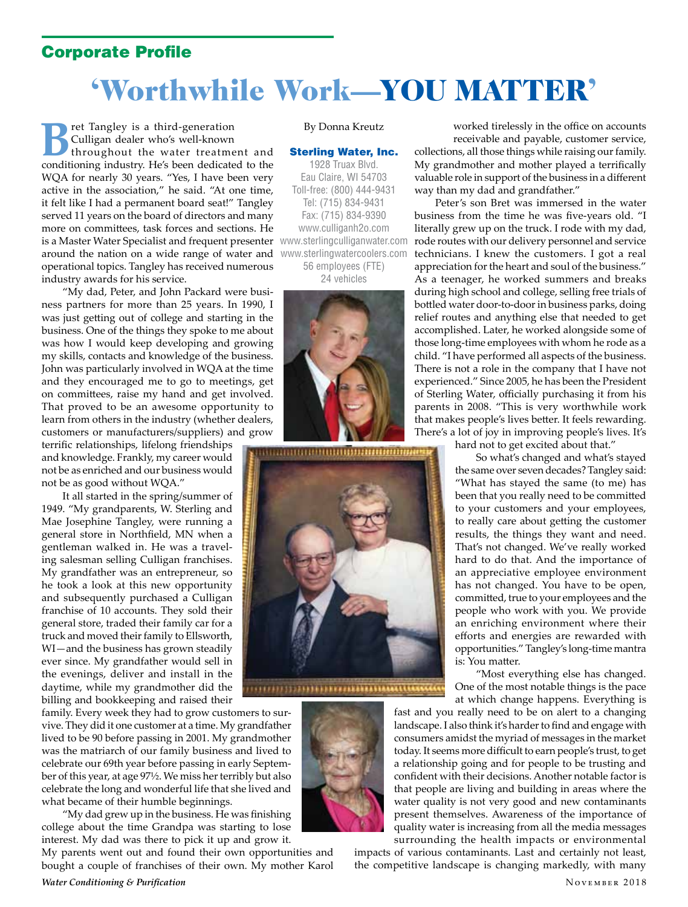## Corporate Profile

# 'Worthwhile Work—YOU MATTER'

By Donna Kreutz

**Sterling Water, Inc.**
1928 Truax Blvd.
Eau Claire, WI 54703
Toll-free: (800) 444-9431
Tel: (715) 834-9431
Fax: (715) 834-9390
www.culliganh2o.com
www.sterlingculliganwater.com
www.sterlingwatercoolers.com
56 employees (FTE)
24 vehicles

Bret Tangley is a third-generation Culligan dealer who's well-known throughout the water treatment and conditioning industry. He's been dedicated to the WQA for nearly 30 years. "Yes, I have been very active in the association," he said. "At one time, it felt like I had a permanent board seat!" Tangley served 11 years on the board of directors and many more on committees, task forces and sections. He is a Master Water Specialist and frequent presenter around the nation on a wide range of water and operational topics. Tangley has received numerous industry awards for his service.

"My dad, Peter, and John Packard were business partners for more than 25 years. In 1990, I was just getting out of college and starting in the business. One of the things they spoke to me about was how I would keep developing and growing my skills, contacts and knowledge of the business. John was particularly involved in WQA at the time and they encouraged me to go to meetings, get on committees, raise my hand and get involved. That proved to be an awesome opportunity to learn from others in the industry (whether dealers, customers or manufacturers/suppliers) and grow terrific relationships, lifelong friendships and knowledge. Frankly, my career would not be as enriched and our business would not be as good without WQA."

It all started in the spring/summer of 1949. "My grandparents, W. Sterling and Mae Josephine Tangley, were running a general store in Northfield, MN when a gentleman walked in. He was a traveling salesman selling Culligan franchises. My grandfather was an entrepreneur, so he took a look at this new opportunity and subsequently purchased a Culligan franchise of 10 accounts. They sold their general store, traded their family car for a truck and moved their family to Ellsworth, WI—and the business has grown steadily ever since. My grandfather would sell in the evenings, deliver and install in the daytime, while my grandmother did the billing and bookkeeping and raised their family. Every week they had to grow customers to survive. They did it one customer at a time. My grandfather lived to be 90 before passing in 2001. My grandmother was the matriarch of our family business and lived to celebrate our 69th year before passing in early September of this year, at age 97½. We miss her terribly but also celebrate the long and wonderful life that she lived and what became of their humble beginnings.

"My dad grew up in the business. He was finishing college about the time Grandpa was starting to lose interest. My dad was there to pick it up and grow it. My parents went out and found their own opportunities and bought a couple of franchises of their own. My mother Karol worked tirelessly in the office on accounts receivable and payable, customer service, collections, all those things while raising our family. My grandmother and mother played a terrifically valuable role in support of the business in a different way than my dad and grandfather."

Peter's son Bret was immersed in the water business from the time he was five-years old. "I literally grew up on the truck. I rode with my dad, rode routes with our delivery personnel and service technicians. I knew the customers. I got a real appreciation for the heart and soul of the business." As a teenager, he worked summers and breaks during high school and college, selling free trials of bottled water door-to-door in business parks, doing relief routes and anything else that needed to get accomplished. Later, he worked alongside some of those long-time employees with whom he rode as a child. "I have performed all aspects of the business. There is not a role in the company that I have not experienced." Since 2005, he has been the President of Sterling Water, officially purchasing it from his parents in 2008. "This is very worthwhile work that makes people's lives better. It feels rewarding. There's a lot of joy in improving people's lives. It's hard not to get excited about that."

So what's changed and what's stayed the same over seven decades? Tangley said: "What has stayed the same (to me) has been that you really need to be committed to your customers and your employees, to really care about getting the customer results, the things they want and need. That's not changed. We've really worked hard to do that. And the importance of an appreciative employee environment has not changed. You have to be open, committed, true to your employees and the people who work with you. We provide an enriching environment where their efforts and energies are rewarded with opportunities." Tangley's long-time mantra is: You matter.

"Most everything else has changed. One of the most notable things is the pace at which change happens. Everything is fast and you really need to be on alert to a changing landscape. I also think it's harder to find and engage with consumers amidst the myriad of messages in the market today. It seems more difficult to earn people's trust, to get a relationship going and for people to be trusting and confident with their decisions. Another notable factor is that people are living and building in areas where the water quality is not very good and new contaminants present themselves. Awareness of the importance of quality water is increasing from all the media messages surrounding the health impacts or environmental impacts of various contaminants. Last and certainly not least, the competitive landscape is changing markedly, with many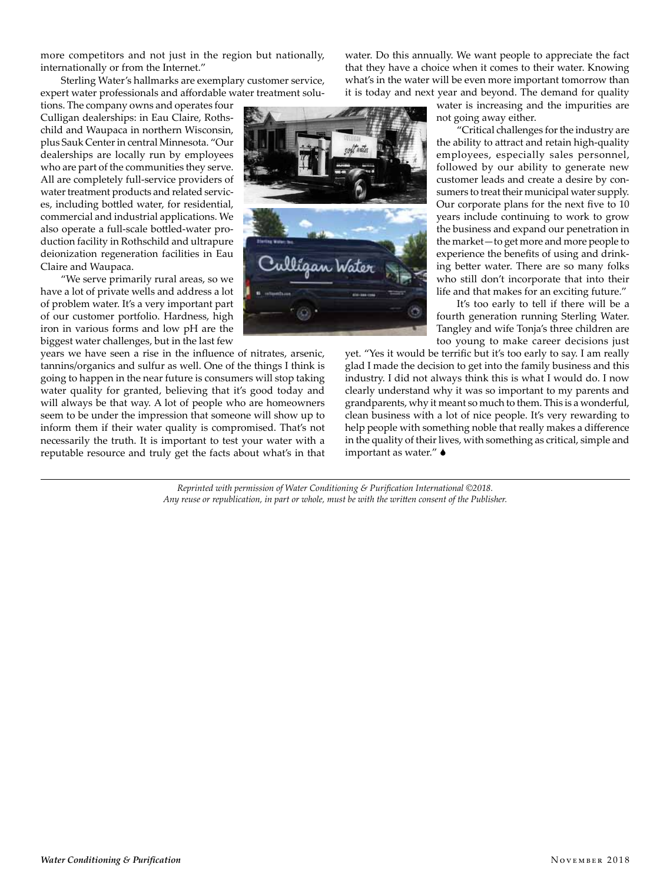more competitors and not just in the region but nationally, internationally or from the Internet."

Sterling Water's hallmarks are exemplary customer service, expert water professionals and affordable water treatment solutions. The company owns and operates four Culligan dealerships: in Eau Claire, Rothschild and Waupaca in northern Wisconsin, plus Sauk Center in central Minnesota. "Our dealerships are locally run by employees who are part of the communities they serve. All are completely full-service providers of water treatment products and related services, including bottled water, for residential, commercial and industrial applications. We also operate a full-scale bottled-water production facility in Rothschild and ultrapure deionization regeneration facilities in Eau Claire and Waupaca.

"We serve primarily rural areas, so we have a lot of private wells and address a lot of problem water. It's a very important part of our customer portfolio. Hardness, high iron in various forms and low pH are the biggest water challenges, but in the last few years we have seen a rise in the influence of nitrates, arsenic, tannins/organics and sulfur as well. One of the things I think is going to happen in the near future is consumers will stop taking water quality for granted, believing that it's good today and will always be that way. A lot of people who are homeowners seem to be under the impression that someone will show up to inform them if their water quality is compromised. That's not necessarily the truth. It is important to test your water with a reputable resource and truly get the facts about what's in that water. Do this annually. We want people to appreciate the fact that they have a choice when it comes to their water. Knowing what's in the water will be even more important tomorrow than it is today and next year and beyond. The demand for quality water is increasing and the impurities are not going away either.

"Critical challenges for the industry are the ability to attract and retain high-quality employees, especially sales personnel, followed by our ability to generate new customer leads and create a desire by consumers to treat their municipal water supply. Our corporate plans for the next five to 10 years include continuing to work to grow the business and expand our penetration in the market—to get more and more people to experience the benefits of using and drinking better water. There are so many folks who still don't incorporate that into their life and that makes for an exciting future."

It's too early to tell if there will be a fourth generation running Sterling Water. Tangley and wife Tonja's three children are too young to make career decisions just yet. "Yes it would be terrific but it's too early to say. I am really glad I made the decision to get into the family business and this industry. I did not always think this is what I would do. I now clearly understand why it was so important to my parents and grandparents, why it meant so much to them. This is a wonderful, clean business with a lot of nice people. It's very rewarding to help people with something noble that really makes a difference in the quality of their lives, with something as critical, simple and important as water."

---

*Reprinted with permission of Water Conditioning & Purification International ©2018.*
*Any reuse or republication, in part or whole, must be with the written consent of the Publisher.*